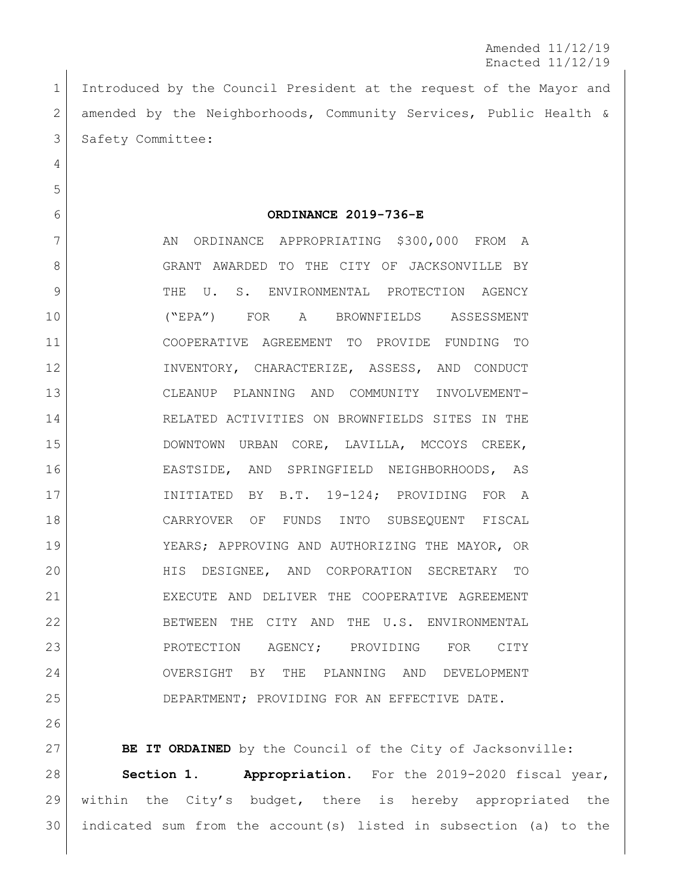Amended 11/12/19
Enacted 11/12/19

Introduced by the Council President at the request of the Mayor and amended by the Neighborhoods, Community Services, Public Health & Safety Committee:

**ORDINANCE 2019-736-E**

AN ORDINANCE APPROPRIATING $300,000 FROM A GRANT AWARDED TO THE CITY OF JACKSONVILLE BY THE U. S. ENVIRONMENTAL PROTECTION AGENCY ("EPA") FOR A BROWNFIELDS ASSESSMENT COOPERATIVE AGREEMENT TO PROVIDE FUNDING TO INVENTORY, CHARACTERIZE, ASSESS, AND CONDUCT CLEANUP PLANNING AND COMMUNITY INVOLVEMENT-RELATED ACTIVITIES ON BROWNFIELDS SITES IN THE DOWNTOWN URBAN CORE, LAVILLA, MCCOYS CREEK, EASTSIDE, AND SPRINGFIELD NEIGHBORHOODS, AS INITIATED BY B.T. 19-124; PROVIDING FOR A CARRYOVER OF FUNDS INTO SUBSEQUENT FISCAL YEARS; APPROVING AND AUTHORIZING THE MAYOR, OR HIS DESIGNEE, AND CORPORATION SECRETARY TO EXECUTE AND DELIVER THE COOPERATIVE AGREEMENT BETWEEN THE CITY AND THE U.S. ENVIRONMENTAL PROTECTION AGENCY; PROVIDING FOR CITY OVERSIGHT BY THE PLANNING AND DEVELOPMENT DEPARTMENT; PROVIDING FOR AN EFFECTIVE DATE.

**BE IT ORDAINED** by the Council of the City of Jacksonville:

**Section 1. Appropriation.** For the 2019-2020 fiscal year, within the City's budget, there is hereby appropriated the indicated sum from the account(s) listed in subsection (a) to the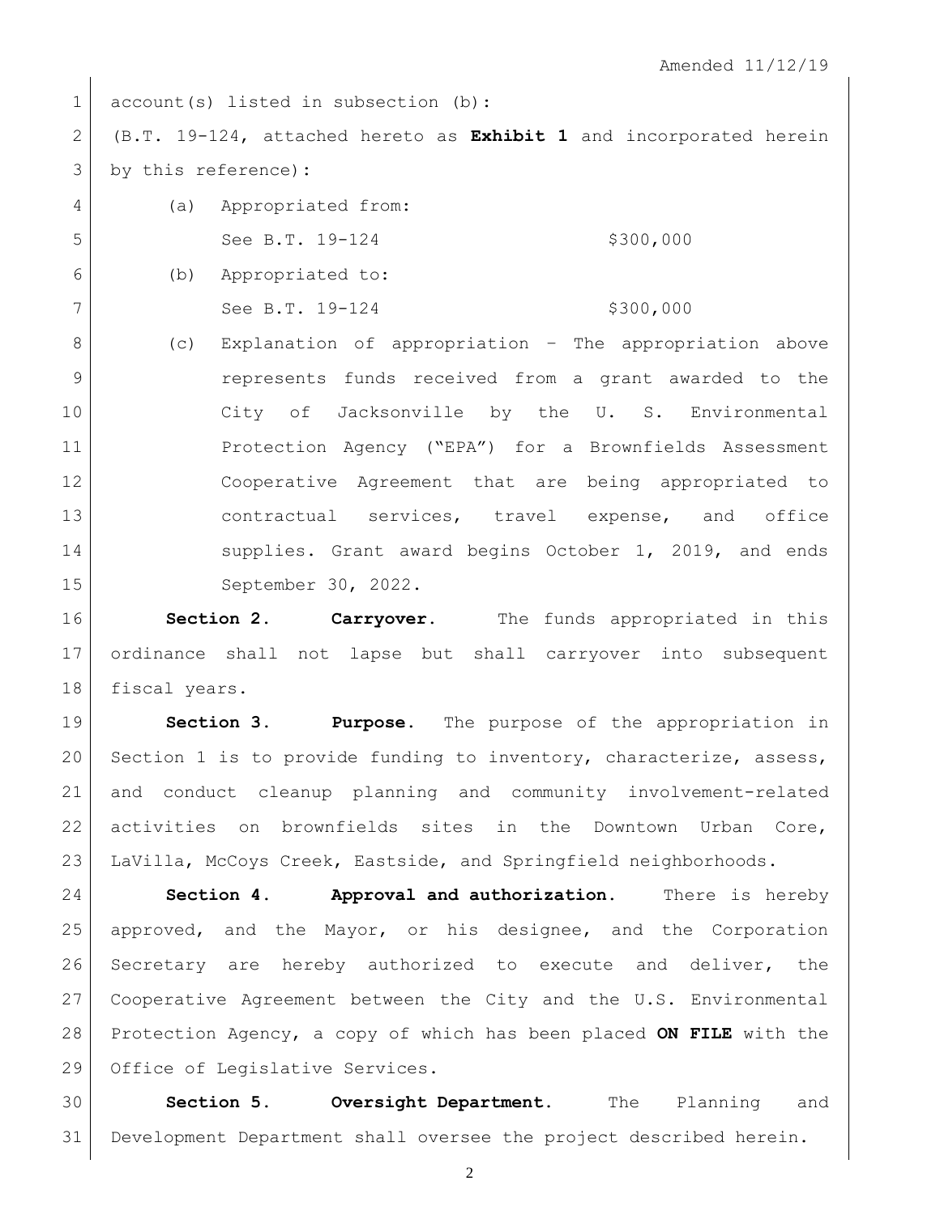Amended 11/12/19

account(s) listed in subsection (b):

(B.T. 19-124, attached hereto as **Exhibit 1** and incorporated herein by this reference):

(a) Appropriated from:

See B.T. 19-124 $300,000

(b) Appropriated to:

See B.T. 19-124 $300,000

(c) Explanation of appropriation – The appropriation above represents funds received from a grant awarded to the City of Jacksonville by the U. S. Environmental Protection Agency ("EPA") for a Brownfields Assessment Cooperative Agreement that are being appropriated to contractual services, travel expense, and office supplies. Grant award begins October 1, 2019, and ends September 30, 2022.

**Section 2. Carryover.** The funds appropriated in this ordinance shall not lapse but shall carryover into subsequent fiscal years.

**Section 3. Purpose.** The purpose of the appropriation in Section 1 is to provide funding to inventory, characterize, assess, and conduct cleanup planning and community involvement-related activities on brownfields sites in the Downtown Urban Core, LaVilla, McCoys Creek, Eastside, and Springfield neighborhoods.

**Section 4. Approval and authorization.** There is hereby approved, and the Mayor, or his designee, and the Corporation Secretary are hereby authorized to execute and deliver, the Cooperative Agreement between the City and the U.S. Environmental Protection Agency, a copy of which has been placed **ON FILE** with the Office of Legislative Services.

**Section 5. Oversight Department.** The Planning and Development Department shall oversee the project described herein.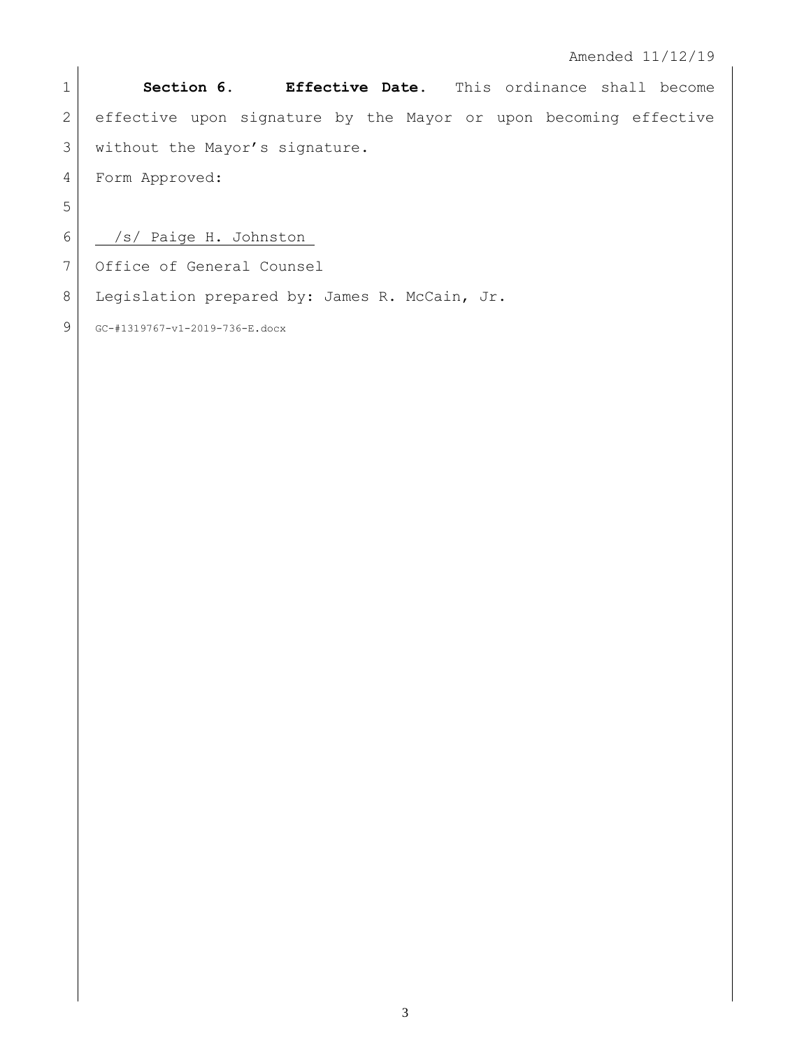Amended 11/12/19

**Section 6. Effective Date.** This ordinance shall become effective upon signature by the Mayor or upon becoming effective without the Mayor's signature.

Form Approved:

/s/ Paige H. Johnston

Office of General Counsel

Legislation prepared by: James R. McCain, Jr.

GC-#1319767-v1-2019-736-E.docx